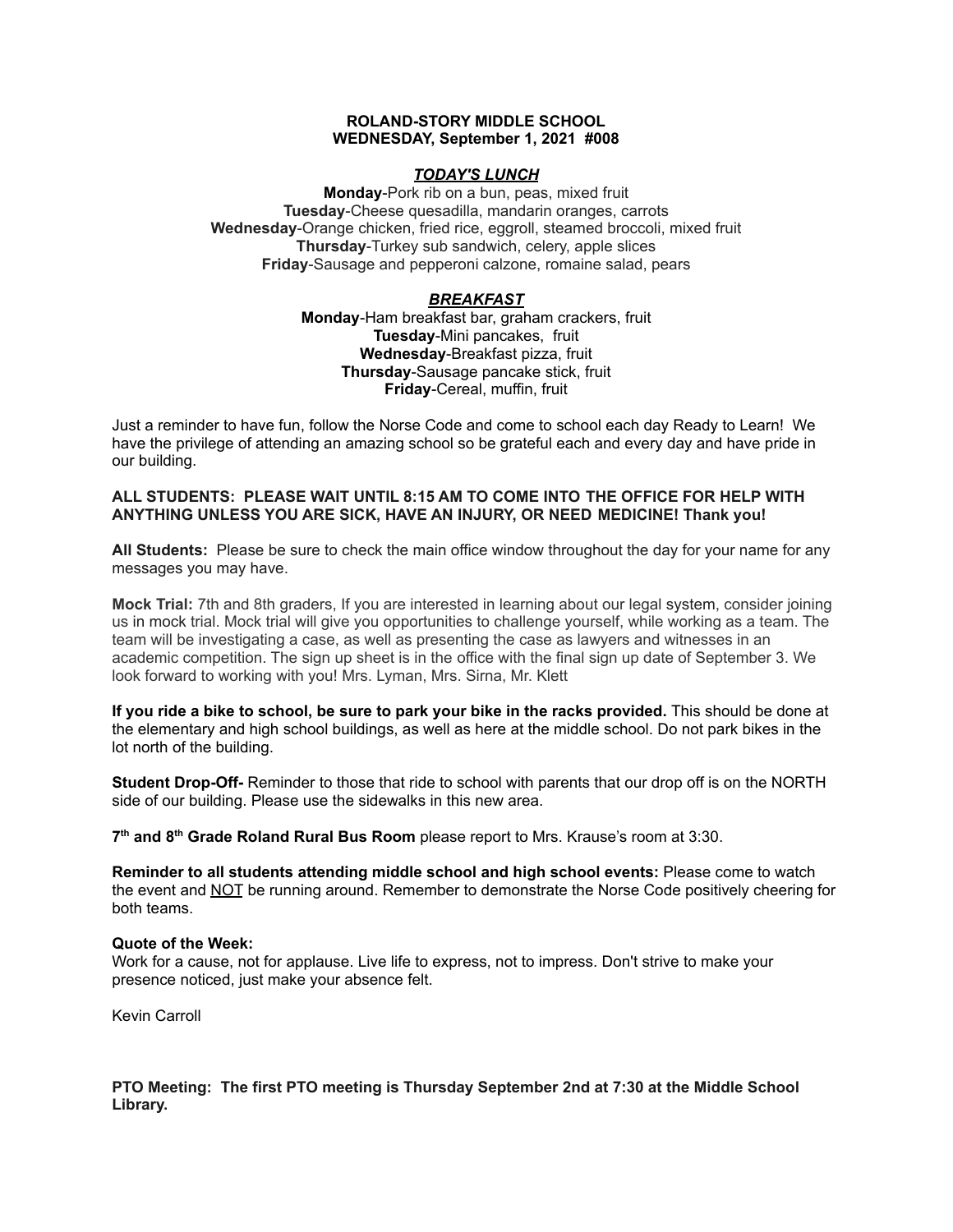**ROLAND-STORY MIDDLE SCHOOL**
**WEDNESDAY, September 1, 2021 #008**

***TODAY'S LUNCH***

**Monday**-Pork rib on a bun, peas, mixed fruit
**Tuesday**-Cheese quesadilla, mandarin oranges, carrots
**Wednesday**-Orange chicken, fried rice, eggroll, steamed broccoli, mixed fruit
**Thursday**-Turkey sub sandwich, celery, apple slices
**Friday**-Sausage and pepperoni calzone, romaine salad, pears

***BREAKFAST***

**Monday**-Ham breakfast bar, graham crackers, fruit
**Tuesday**-Mini pancakes, fruit
**Wednesday**-Breakfast pizza, fruit
**Thursday**-Sausage pancake stick, fruit
**Friday**-Cereal, muffin, fruit

Just a reminder to have fun, follow the Norse Code and come to school each day Ready to Learn! We have the privilege of attending an amazing school so be grateful each and every day and have pride in our building.

**ALL STUDENTS: PLEASE WAIT UNTIL 8:15 AM TO COME INTO THE OFFICE FOR HELP WITH ANYTHING UNLESS YOU ARE SICK, HAVE AN INJURY, OR NEED MEDICINE! Thank you!**

**All Students:** Please be sure to check the main office window throughout the day for your name for any messages you may have.

**Mock Trial:** 7th and 8th graders, If you are interested in learning about our legal system, consider joining us in mock trial. Mock trial will give you opportunities to challenge yourself, while working as a team. The team will be investigating a case, as well as presenting the case as lawyers and witnesses in an academic competition. The sign up sheet is in the office with the final sign up date of September 3. We look forward to working with you! Mrs. Lyman, Mrs. Sirna, Mr. Klett

**If you ride a bike to school, be sure to park your bike in the racks provided.** This should be done at the elementary and high school buildings, as well as here at the middle school. Do not park bikes in the lot north of the building.

**Student Drop-Off-** Reminder to those that ride to school with parents that our drop off is on the NORTH side of our building. Please use the sidewalks in this new area.

**7th and 8th Grade Roland Rural Bus Room** please report to Mrs. Krause's room at 3:30.

**Reminder to all students attending middle school and high school events:** Please come to watch the event and NOT be running around. Remember to demonstrate the Norse Code positively cheering for both teams.

**Quote of the Week:**
Work for a cause, not for applause. Live life to express, not to impress. Don't strive to make your presence noticed, just make your absence felt.

Kevin Carroll

**PTO Meeting: The first PTO meeting is Thursday September 2nd at 7:30 at the Middle School Library.**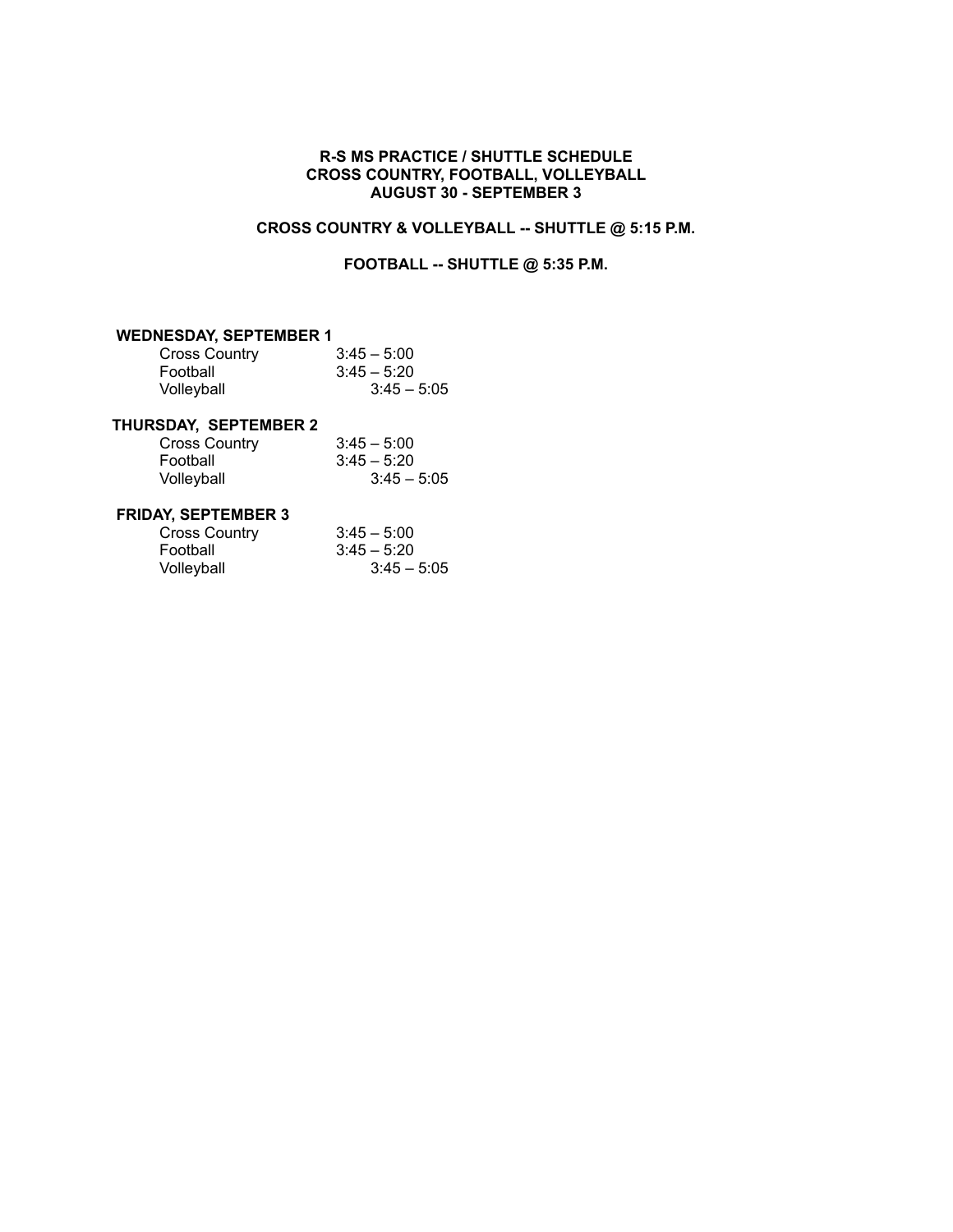**R-S MS PRACTICE / SHUTTLE SCHEDULE**
**CROSS COUNTRY, FOOTBALL, VOLLEYBALL**
**AUGUST 30 - SEPTEMBER 3**

**CROSS COUNTRY & VOLLEYBALL -- SHUTTLE @ 5:15 P.M.**

**FOOTBALL -- SHUTTLE @ 5:35 P.M.**

**WEDNESDAY, SEPTEMBER 1**

| | |
|---|---|
| Cross Country | 3:45 – 5:00 |
| Football | 3:45 – 5:20 |
| Volleyball | 3:45 – 5:05 |

**THURSDAY, SEPTEMBER 2**

| | |
|---|---|
| Cross Country | 3:45 – 5:00 |
| Football | 3:45 – 5:20 |
| Volleyball | 3:45 – 5:05 |

**FRIDAY, SEPTEMBER 3**

| | |
|---|---|
| Cross Country | 3:45 – 5:00 |
| Football | 3:45 – 5:20 |
| Volleyball | 3:45 – 5:05 |